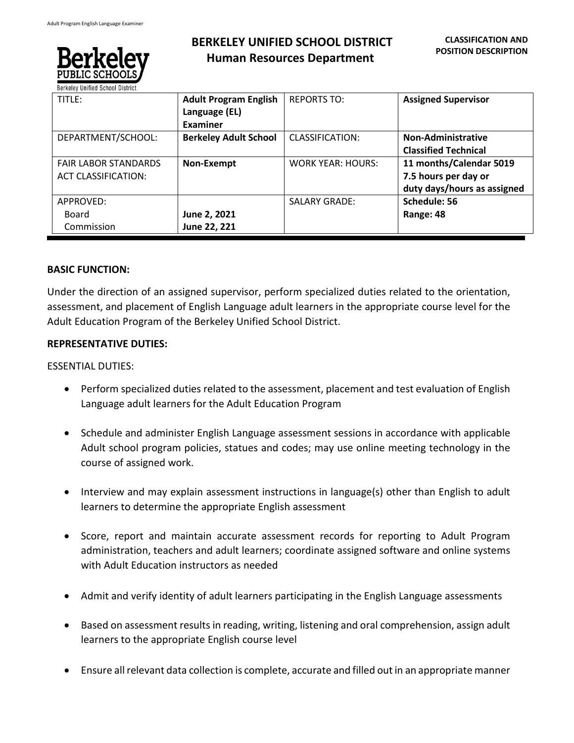# BERKELEY UNIFIED SCHOOL DISTRICT
## Human Resources Department

**CLASSIFICATION AND POSITION DESCRIPTION**

| TITLE: | **Adult Program English Language (EL) Examiner** | REPORTS TO: | **Assigned Supervisor** |
|---|---|---|---|
| DEPARTMENT/SCHOOL: | **Berkeley Adult School** | CLASSIFICATION: | **Non-Administrative Classified Technical** |
| FAIR LABOR STANDARDS ACT CLASSIFICATION: | **Non-Exempt** | WORK YEAR: HOURS: | **11 months/Calendar 5019 7.5 hours per day or duty days/hours as assigned** |
| APPROVED: Board Commission | **June 2, 2021 June 22, 221** | SALARY GRADE: | **Schedule: 56 Range: 48** |

**BASIC FUNCTION:**

Under the direction of an assigned supervisor, perform specialized duties related to the orientation, assessment, and placement of English Language adult learners in the appropriate course level for the Adult Education Program of the Berkeley Unified School District.

**REPRESENTATIVE DUTIES:**

ESSENTIAL DUTIES:

- Perform specialized duties related to the assessment, placement and test evaluation of English Language adult learners for the Adult Education Program
- Schedule and administer English Language assessment sessions in accordance with applicable Adult school program policies, statues and codes; may use online meeting technology in the course of assigned work.
- Interview and may explain assessment instructions in language(s) other than English to adult learners to determine the appropriate English assessment
- Score, report and maintain accurate assessment records for reporting to Adult Program administration, teachers and adult learners; coordinate assigned software and online systems with Adult Education instructors as needed
- Admit and verify identity of adult learners participating in the English Language assessments
- Based on assessment results in reading, writing, listening and oral comprehension, assign adult learners to the appropriate English course level
- Ensure all relevant data collection is complete, accurate and filled out in an appropriate manner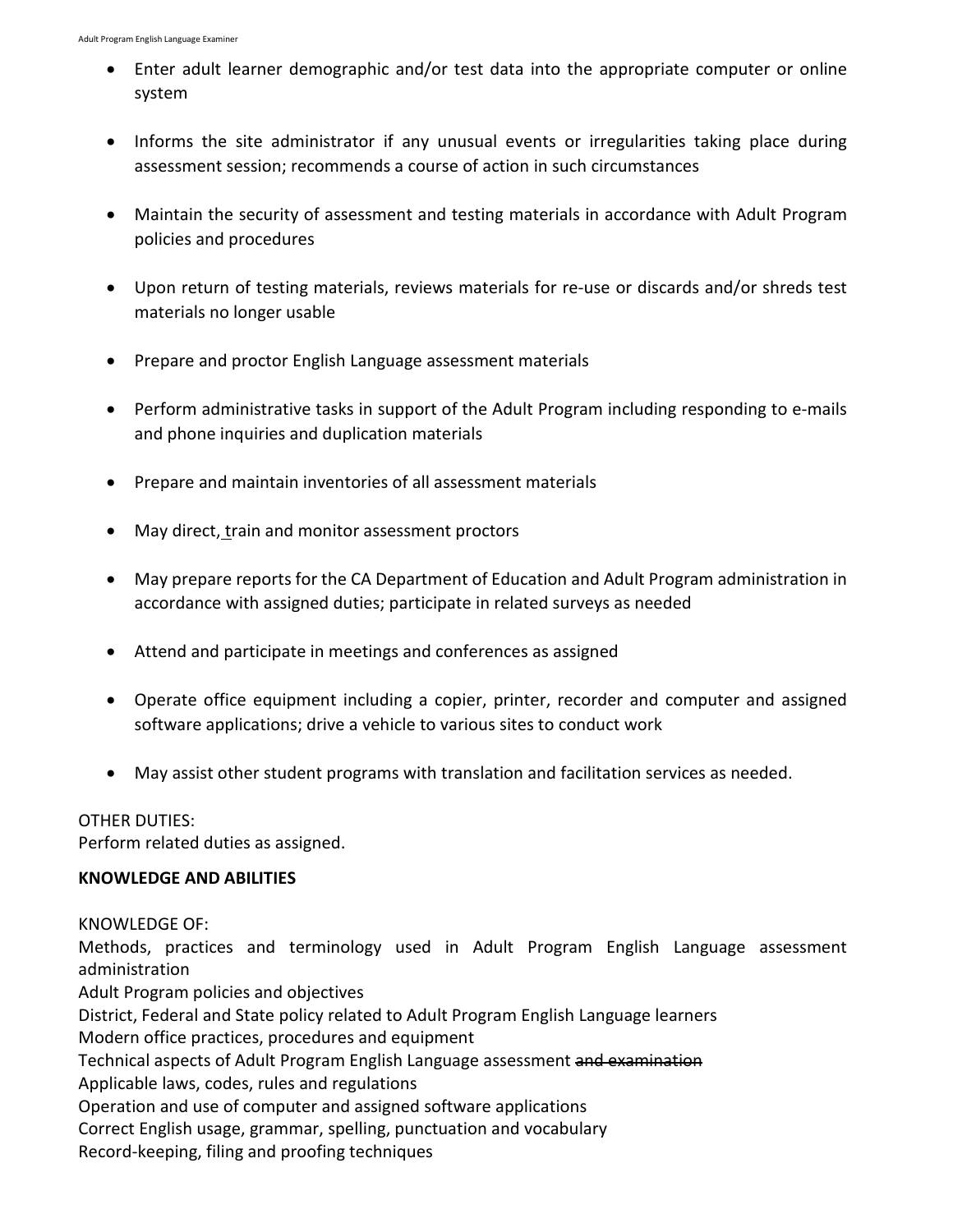- Enter adult learner demographic and/or test data into the appropriate computer or online system

- Informs the site administrator if any unusual events or irregularities taking place during assessment session; recommends a course of action in such circumstances

- Maintain the security of assessment and testing materials in accordance with Adult Program policies and procedures

- Upon return of testing materials, reviews materials for re-use or discards and/or shreds test materials no longer usable

- Prepare and proctor English Language assessment materials

- Perform administrative tasks in support of the Adult Program including responding to e-mails and phone inquiries and duplication materials

- Prepare and maintain inventories of all assessment materials

- May direct, train and monitor assessment proctors

- May prepare reports for the CA Department of Education and Adult Program administration in accordance with assigned duties; participate in related surveys as needed

- Attend and participate in meetings and conferences as assigned

- Operate office equipment including a copier, printer, recorder and computer and assigned software applications; drive a vehicle to various sites to conduct work

- May assist other student programs with translation and facilitation services as needed.

OTHER DUTIES:
Perform related duties as assigned.

**KNOWLEDGE AND ABILITIES**

KNOWLEDGE OF:
Methods, practices and terminology used in Adult Program English Language assessment administration
Adult Program policies and objectives
District, Federal and State policy related to Adult Program English Language learners
Modern office practices, procedures and equipment
Technical aspects of Adult Program English Language assessment ~~and examination~~
Applicable laws, codes, rules and regulations
Operation and use of computer and assigned software applications
Correct English usage, grammar, spelling, punctuation and vocabulary
Record-keeping, filing and proofing techniques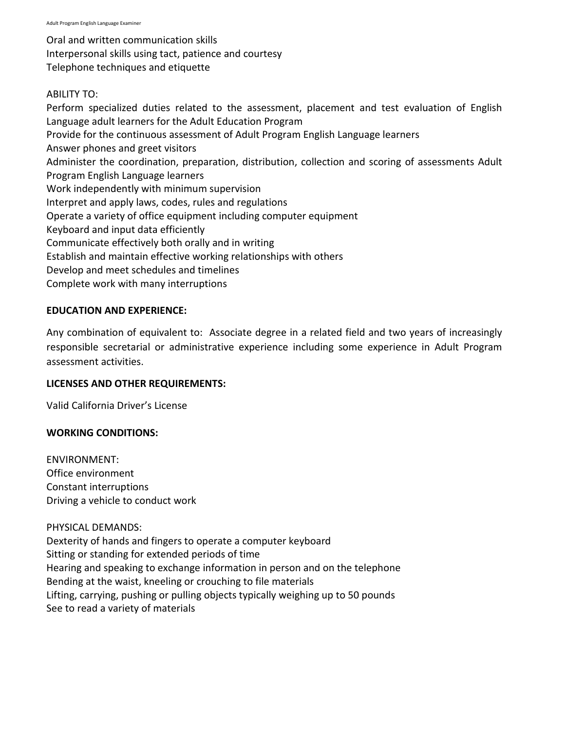Oral and written communication skills
Interpersonal skills using tact, patience and courtesy
Telephone techniques and etiquette

ABILITY TO:
Perform specialized duties related to the assessment, placement and test evaluation of English Language adult learners for the Adult Education Program
Provide for the continuous assessment of Adult Program English Language learners
Answer phones and greet visitors
Administer the coordination, preparation, distribution, collection and scoring of assessments Adult Program English Language learners
Work independently with minimum supervision
Interpret and apply laws, codes, rules and regulations
Operate a variety of office equipment including computer equipment
Keyboard and input data efficiently
Communicate effectively both orally and in writing
Establish and maintain effective working relationships with others
Develop and meet schedules and timelines
Complete work with many interruptions

**EDUCATION AND EXPERIENCE:**

Any combination of equivalent to: Associate degree in a related field and two years of increasingly responsible secretarial or administrative experience including some experience in Adult Program assessment activities.

**LICENSES AND OTHER REQUIREMENTS:**

Valid California Driver's License

**WORKING CONDITIONS:**

ENVIRONMENT:
Office environment
Constant interruptions
Driving a vehicle to conduct work

PHYSICAL DEMANDS:
Dexterity of hands and fingers to operate a computer keyboard
Sitting or standing for extended periods of time
Hearing and speaking to exchange information in person and on the telephone
Bending at the waist, kneeling or crouching to file materials
Lifting, carrying, pushing or pulling objects typically weighing up to 50 pounds
See to read a variety of materials